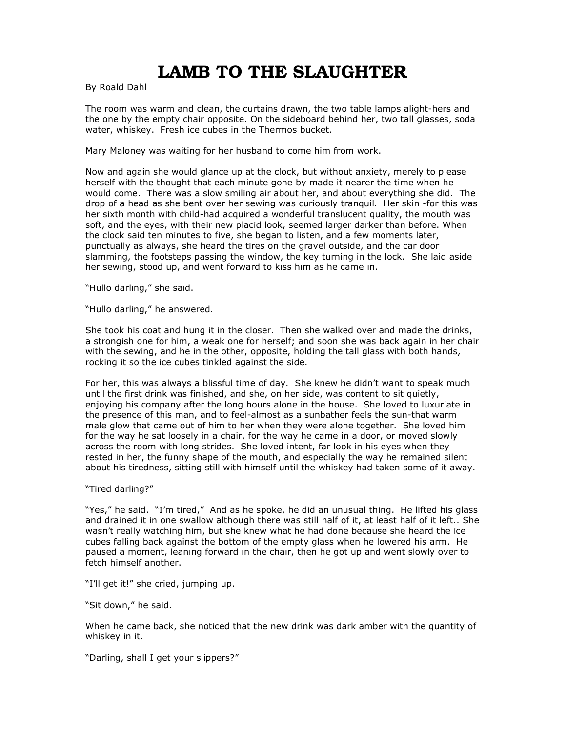# LAMB TO THE SLAUGHTER

By Roald Dahl

The room was warm and clean, the curtains drawn, the two table lamps alight-hers and the one by the empty chair opposite. On the sideboard behind her, two tall glasses, soda water, whiskey. Fresh ice cubes in the Thermos bucket.

Mary Maloney was waiting for her husband to come him from work.

Now and again she would glance up at the clock, but without anxiety, merely to please herself with the thought that each minute gone by made it nearer the time when he would come. There was a slow smiling air about her, and about everything she did. The drop of a head as she bent over her sewing was curiously tranquil. Her skin -for this was her sixth month with child-had acquired a wonderful translucent quality, the mouth was soft, and the eyes, with their new placid look, seemed larger darker than before. When the clock said ten minutes to five, she began to listen, and a few moments later, punctually as always, she heard the tires on the gravel outside, and the car door slamming, the footsteps passing the window, the key turning in the lock. She laid aside her sewing, stood up, and went forward to kiss him as he came in.

"Hullo darling," she said.

"Hullo darling," he answered.

She took his coat and hung it in the closer. Then she walked over and made the drinks, a strongish one for him, a weak one for herself; and soon she was back again in her chair with the sewing, and he in the other, opposite, holding the tall glass with both hands, rocking it so the ice cubes tinkled against the side.

For her, this was always a blissful time of day. She knew he didn't want to speak much until the first drink was finished, and she, on her side, was content to sit quietly, enjoying his company after the long hours alone in the house. She loved to luxuriate in the presence of this man, and to feel-almost as a sunbather feels the sun-that warm male glow that came out of him to her when they were alone together. She loved him for the way he sat loosely in a chair, for the way he came in a door, or moved slowly across the room with long strides. She loved intent, far look in his eyes when they rested in her, the funny shape of the mouth, and especially the way he remained silent about his tiredness, sitting still with himself until the whiskey had taken some of it away.

"Tired darling?"

"Yes," he said. "I'm tired," And as he spoke, he did an unusual thing. He lifted his glass and drained it in one swallow although there was still half of it, at least half of it left.. She wasn't really watching him, but she knew what he had done because she heard the ice cubes falling back against the bottom of the empty glass when he lowered his arm. He paused a moment, leaning forward in the chair, then he got up and went slowly over to fetch himself another.

"I'll get it!" she cried, jumping up.

"Sit down," he said.

When he came back, she noticed that the new drink was dark amber with the quantity of whiskey in it.

"Darling, shall I get your slippers?"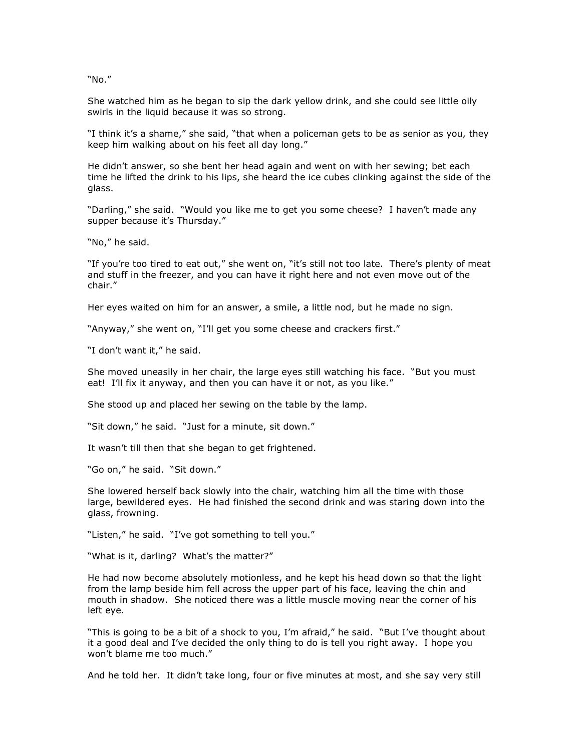"No."

She watched him as he began to sip the dark yellow drink, and she could see little oily swirls in the liquid because it was so strong.

"I think it's a shame," she said, "that when a policeman gets to be as senior as you, they keep him walking about on his feet all day long."

He didn't answer, so she bent her head again and went on with her sewing; bet each time he lifted the drink to his lips, she heard the ice cubes clinking against the side of the glass.

"Darling," she said. "Would you like me to get you some cheese? I haven't made any supper because it's Thursday."

"No," he said.

"If you're too tired to eat out," she went on, "it's still not too late. There's plenty of meat and stuff in the freezer, and you can have it right here and not even move out of the chair."

Her eyes waited on him for an answer, a smile, a little nod, but he made no sign.

"Anyway," she went on, "I'll get you some cheese and crackers first."

"I don't want it," he said.

She moved uneasily in her chair, the large eyes still watching his face. "But you must eat! I'll fix it anyway, and then you can have it or not, as you like."

She stood up and placed her sewing on the table by the lamp.

"Sit down," he said. "Just for a minute, sit down."

It wasn't till then that she began to get frightened.

"Go on," he said. "Sit down."

She lowered herself back slowly into the chair, watching him all the time with those large, bewildered eyes. He had finished the second drink and was staring down into the glass, frowning.

"Listen," he said. "I've got something to tell you."

"What is it, darling? What's the matter?"

He had now become absolutely motionless, and he kept his head down so that the light from the lamp beside him fell across the upper part of his face, leaving the chin and mouth in shadow. She noticed there was a little muscle moving near the corner of his left eye.

"This is going to be a bit of a shock to you, I'm afraid," he said. "But I've thought about it a good deal and I've decided the only thing to do is tell you right away. I hope you won't blame me too much."

And he told her. It didn't take long, four or five minutes at most, and she say very still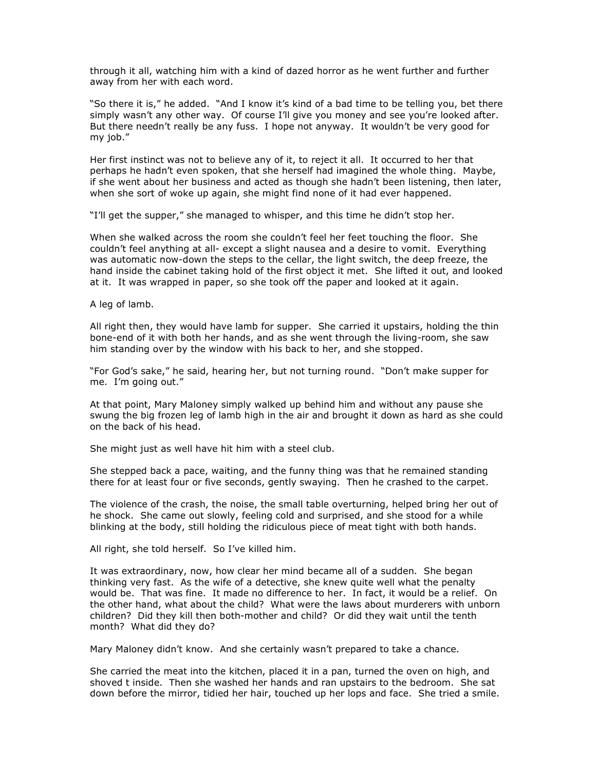through it all, watching him with a kind of dazed horror as he went further and further away from her with each word.

"So there it is," he added. "And I know it's kind of a bad time to be telling you, bet there simply wasn't any other way. Of course I'll give you money and see you're looked after. But there needn't really be any fuss. I hope not anyway. It wouldn't be very good for my job."

Her first instinct was not to believe any of it, to reject it all. It occurred to her that perhaps he hadn't even spoken, that she herself had imagined the whole thing. Maybe, if she went about her business and acted as though she hadn't been listening, then later, when she sort of woke up again, she might find none of it had ever happened.

"I'll get the supper," she managed to whisper, and this time he didn't stop her.

When she walked across the room she couldn't feel her feet touching the floor. She couldn't feel anything at all- except a slight nausea and a desire to vomit. Everything was automatic now-down the steps to the cellar, the light switch, the deep freeze, the hand inside the cabinet taking hold of the first object it met. She lifted it out, and looked at it. It was wrapped in paper, so she took off the paper and looked at it again.

A leg of lamb.

All right then, they would have lamb for supper. She carried it upstairs, holding the thin bone-end of it with both her hands, and as she went through the living-room, she saw him standing over by the window with his back to her, and she stopped.

"For God's sake," he said, hearing her, but not turning round. "Don't make supper for me. I'm going out."

At that point, Mary Maloney simply walked up behind him and without any pause she swung the big frozen leg of lamb high in the air and brought it down as hard as she could on the back of his head.

She might just as well have hit him with a steel club.

She stepped back a pace, waiting, and the funny thing was that he remained standing there for at least four or five seconds, gently swaying. Then he crashed to the carpet.

The violence of the crash, the noise, the small table overturning, helped bring her out of he shock. She came out slowly, feeling cold and surprised, and she stood for a while blinking at the body, still holding the ridiculous piece of meat tight with both hands.

All right, she told herself. So I've killed him.

It was extraordinary, now, how clear her mind became all of a sudden. She began thinking very fast. As the wife of a detective, she knew quite well what the penalty would be. That was fine. It made no difference to her. In fact, it would be a relief. On the other hand, what about the child? What were the laws about murderers with unborn children? Did they kill then both-mother and child? Or did they wait until the tenth month? What did they do?

Mary Maloney didn't know. And she certainly wasn't prepared to take a chance.

She carried the meat into the kitchen, placed it in a pan, turned the oven on high, and shoved t inside. Then she washed her hands and ran upstairs to the bedroom. She sat down before the mirror, tidied her hair, touched up her lops and face. She tried a smile.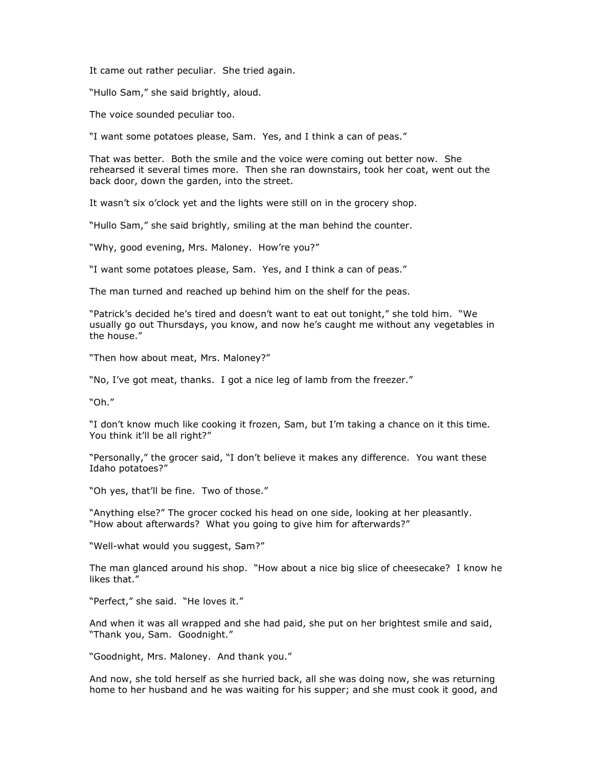It came out rather peculiar. She tried again.

"Hullo Sam," she said brightly, aloud.

The voice sounded peculiar too.

"I want some potatoes please, Sam. Yes, and I think a can of peas."

That was better. Both the smile and the voice were coming out better now. She rehearsed it several times more. Then she ran downstairs, took her coat, went out the back door, down the garden, into the street.

It wasn't six o'clock yet and the lights were still on in the grocery shop.

"Hullo Sam," she said brightly, smiling at the man behind the counter.

"Why, good evening, Mrs. Maloney. How're you?"

"I want some potatoes please, Sam. Yes, and I think a can of peas."

The man turned and reached up behind him on the shelf for the peas.

"Patrick's decided he's tired and doesn't want to eat out tonight," she told him. "We usually go out Thursdays, you know, and now he's caught me without any vegetables in the house."

"Then how about meat, Mrs. Maloney?"

"No, I've got meat, thanks. I got a nice leg of lamb from the freezer."

"Oh."

"I don't know much like cooking it frozen, Sam, but I'm taking a chance on it this time. You think it'll be all right?"

"Personally," the grocer said, "I don't believe it makes any difference. You want these Idaho potatoes?"

"Oh yes, that'll be fine. Two of those."

"Anything else?" The grocer cocked his head on one side, looking at her pleasantly. "How about afterwards? What you going to give him for afterwards?"

"Well-what would you suggest, Sam?"

The man glanced around his shop. "How about a nice big slice of cheesecake? I know he likes that."

"Perfect," she said. "He loves it."

And when it was all wrapped and she had paid, she put on her brightest smile and said, "Thank you, Sam. Goodnight."

"Goodnight, Mrs. Maloney. And thank you."

And now, she told herself as she hurried back, all she was doing now, she was returning home to her husband and he was waiting for his supper; and she must cook it good, and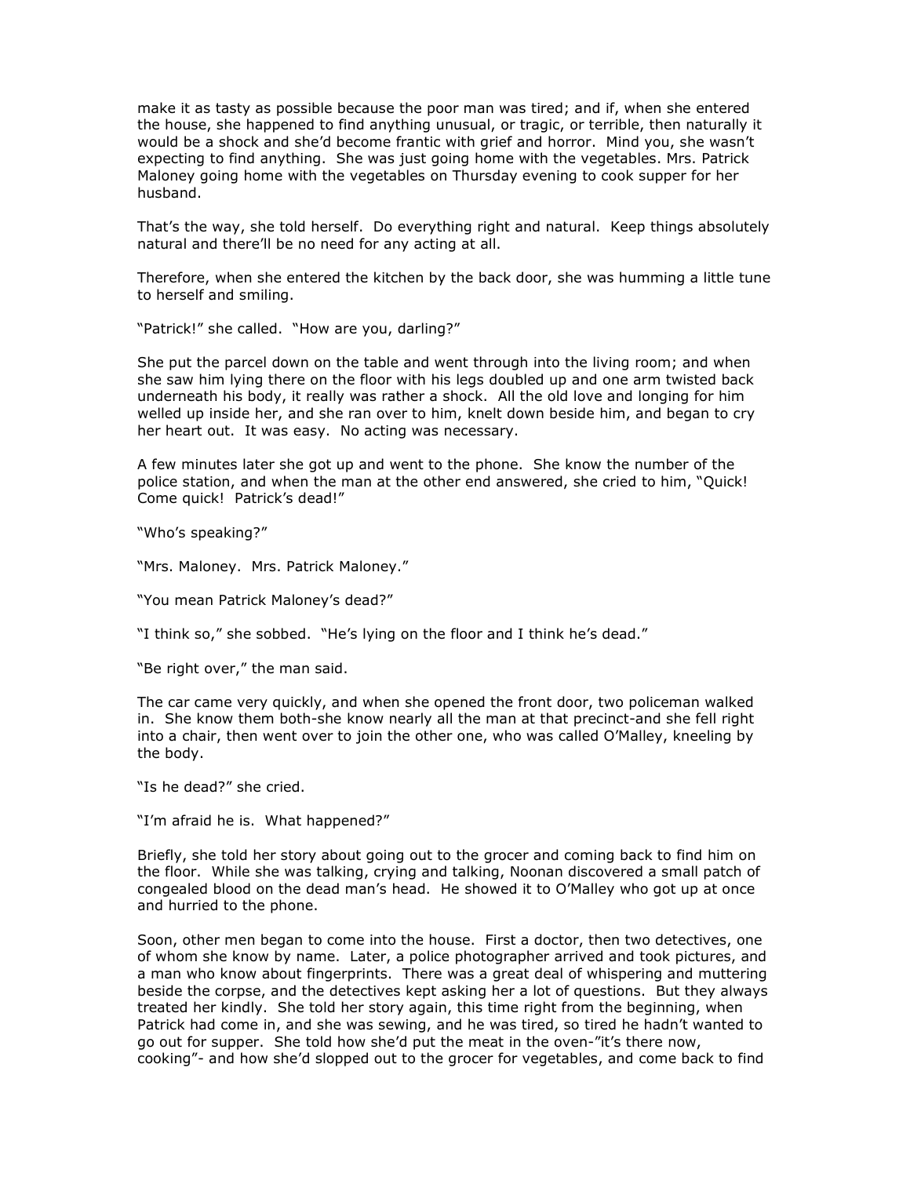make it as tasty as possible because the poor man was tired; and if, when she entered the house, she happened to find anything unusual, or tragic, or terrible, then naturally it would be a shock and she'd become frantic with grief and horror. Mind you, she wasn't expecting to find anything. She was just going home with the vegetables. Mrs. Patrick Maloney going home with the vegetables on Thursday evening to cook supper for her husband.

That's the way, she told herself. Do everything right and natural. Keep things absolutely natural and there'll be no need for any acting at all.

Therefore, when she entered the kitchen by the back door, she was humming a little tune to herself and smiling.

"Patrick!" she called. "How are you, darling?"

She put the parcel down on the table and went through into the living room; and when she saw him lying there on the floor with his legs doubled up and one arm twisted back underneath his body, it really was rather a shock. All the old love and longing for him welled up inside her, and she ran over to him, knelt down beside him, and began to cry her heart out. It was easy. No acting was necessary.

A few minutes later she got up and went to the phone. She know the number of the police station, and when the man at the other end answered, she cried to him, "Quick! Come quick! Patrick's dead!"

"Who's speaking?"

"Mrs. Maloney. Mrs. Patrick Maloney."

"You mean Patrick Maloney's dead?"

"I think so," she sobbed. "He's lying on the floor and I think he's dead."

"Be right over," the man said.

The car came very quickly, and when she opened the front door, two policeman walked in. She know them both-she know nearly all the man at that precinct-and she fell right into a chair, then went over to join the other one, who was called O'Malley, kneeling by the body.

"Is he dead?" she cried.

"I'm afraid he is. What happened?"

Briefly, she told her story about going out to the grocer and coming back to find him on the floor. While she was talking, crying and talking, Noonan discovered a small patch of congealed blood on the dead man's head. He showed it to O'Malley who got up at once and hurried to the phone.

Soon, other men began to come into the house. First a doctor, then two detectives, one of whom she know by name. Later, a police photographer arrived and took pictures, and a man who know about fingerprints. There was a great deal of whispering and muttering beside the corpse, and the detectives kept asking her a lot of questions. But they always treated her kindly. She told her story again, this time right from the beginning, when Patrick had come in, and she was sewing, and he was tired, so tired he hadn't wanted to go out for supper. She told how she'd put the meat in the oven-"it's there now, cooking"- and how she'd slopped out to the grocer for vegetables, and come back to find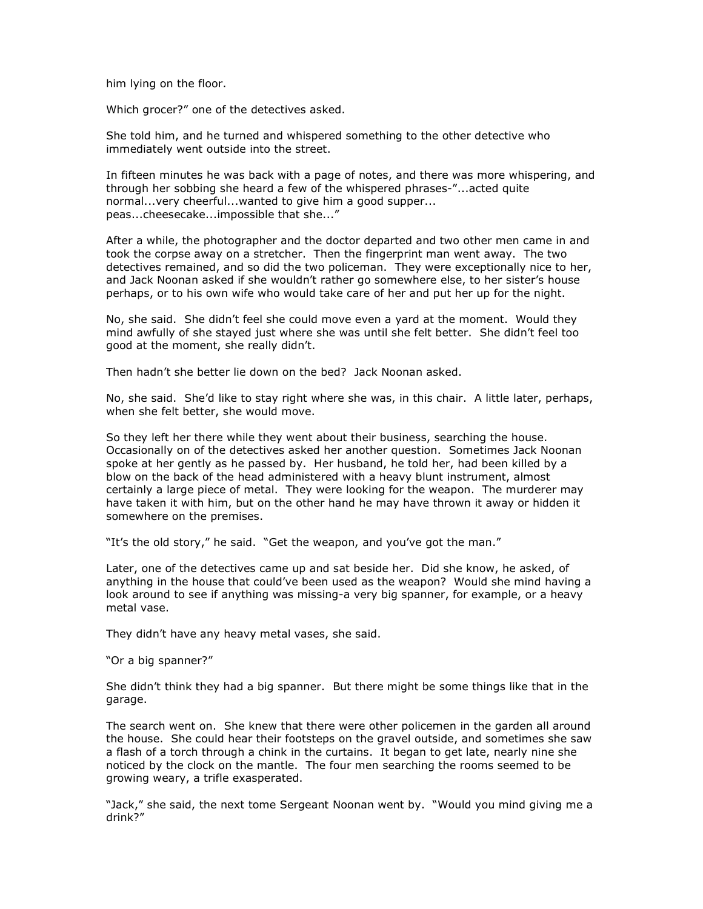him lying on the floor.

Which grocer?" one of the detectives asked.

She told him, and he turned and whispered something to the other detective who immediately went outside into the street.

In fifteen minutes he was back with a page of notes, and there was more whispering, and through her sobbing she heard a few of the whispered phrases-"...acted quite normal...very cheerful...wanted to give him a good supper... peas...cheesecake...impossible that she..."

After a while, the photographer and the doctor departed and two other men came in and took the corpse away on a stretcher. Then the fingerprint man went away. The two detectives remained, and so did the two policeman. They were exceptionally nice to her, and Jack Noonan asked if she wouldn't rather go somewhere else, to her sister's house perhaps, or to his own wife who would take care of her and put her up for the night.

No, she said. She didn't feel she could move even a yard at the moment. Would they mind awfully of she stayed just where she was until she felt better. She didn't feel too good at the moment, she really didn't.

Then hadn't she better lie down on the bed? Jack Noonan asked.

No, she said. She'd like to stay right where she was, in this chair. A little later, perhaps, when she felt better, she would move.

So they left her there while they went about their business, searching the house. Occasionally on of the detectives asked her another question. Sometimes Jack Noonan spoke at her gently as he passed by. Her husband, he told her, had been killed by a blow on the back of the head administered with a heavy blunt instrument, almost certainly a large piece of metal. They were looking for the weapon. The murderer may have taken it with him, but on the other hand he may have thrown it away or hidden it somewhere on the premises.

"It's the old story," he said. "Get the weapon, and you've got the man."

Later, one of the detectives came up and sat beside her. Did she know, he asked, of anything in the house that could've been used as the weapon? Would she mind having a look around to see if anything was missing-a very big spanner, for example, or a heavy metal vase.

They didn't have any heavy metal vases, she said.

"Or a big spanner?"

She didn't think they had a big spanner. But there might be some things like that in the garage.

The search went on. She knew that there were other policemen in the garden all around the house. She could hear their footsteps on the gravel outside, and sometimes she saw a flash of a torch through a chink in the curtains. It began to get late, nearly nine she noticed by the clock on the mantle. The four men searching the rooms seemed to be growing weary, a trifle exasperated.

"Jack," she said, the next tome Sergeant Noonan went by. "Would you mind giving me a drink?"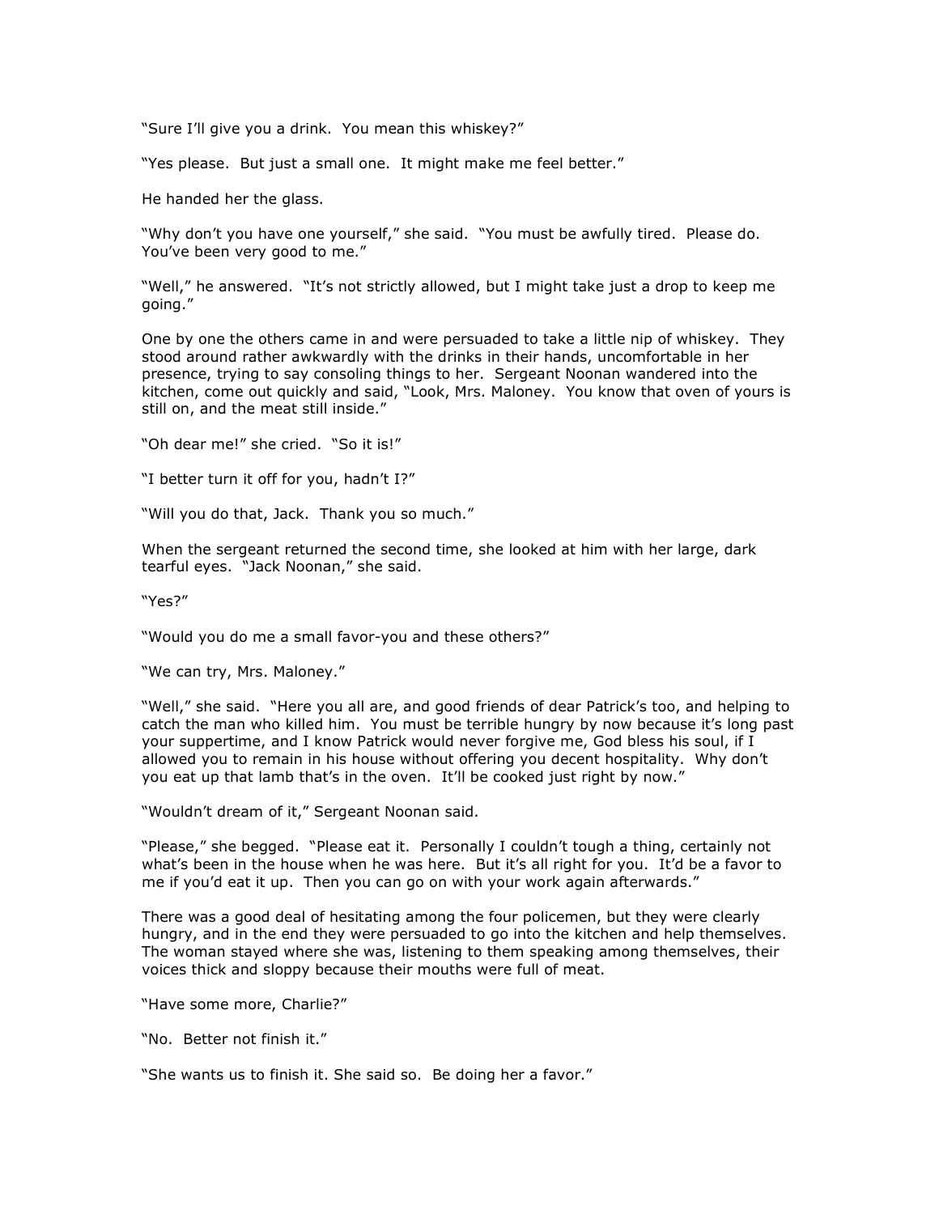"Sure I'll give you a drink. You mean this whiskey?"

"Yes please. But just a small one. It might make me feel better."

He handed her the glass.

"Why don't you have one yourself," she said. "You must be awfully tired. Please do. You've been very good to me."

"Well," he answered. "It's not strictly allowed, but I might take just a drop to keep me going."

One by one the others came in and were persuaded to take a little nip of whiskey. They stood around rather awkwardly with the drinks in their hands, uncomfortable in her presence, trying to say consoling things to her. Sergeant Noonan wandered into the kitchen, come out quickly and said, "Look, Mrs. Maloney. You know that oven of yours is still on, and the meat still inside."

"Oh dear me!" she cried. "So it is!"

"I better turn it off for you, hadn't I?"

"Will you do that, Jack. Thank you so much."

When the sergeant returned the second time, she looked at him with her large, dark tearful eyes. "Jack Noonan," she said.

"Yes?"

"Would you do me a small favor-you and these others?"

"We can try, Mrs. Maloney."

"Well," she said. "Here you all are, and good friends of dear Patrick's too, and helping to catch the man who killed him. You must be terrible hungry by now because it's long past your suppertime, and I know Patrick would never forgive me, God bless his soul, if I allowed you to remain in his house without offering you decent hospitality. Why don't you eat up that lamb that's in the oven. It'll be cooked just right by now."

"Wouldn't dream of it," Sergeant Noonan said.

"Please," she begged. "Please eat it. Personally I couldn't tough a thing, certainly not what's been in the house when he was here. But it's all right for you. It'd be a favor to me if you'd eat it up. Then you can go on with your work again afterwards."

There was a good deal of hesitating among the four policemen, but they were clearly hungry, and in the end they were persuaded to go into the kitchen and help themselves. The woman stayed where she was, listening to them speaking among themselves, their voices thick and sloppy because their mouths were full of meat.

"Have some more, Charlie?"

"No. Better not finish it."

"She wants us to finish it. She said so. Be doing her a favor."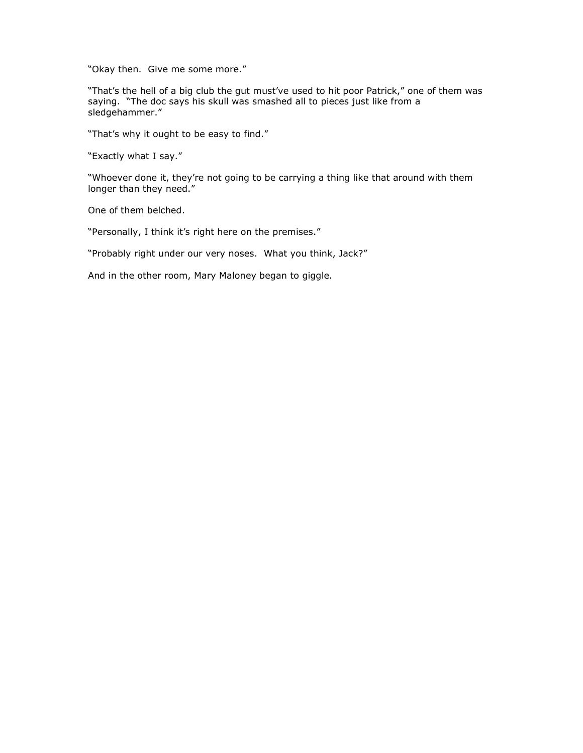“Okay then.  Give me some more.”

“That’s the hell of a big club the gut must’ve used to hit poor Patrick,” one of them was saying.  “The doc says his skull was smashed all to pieces just like from a sledgehammer.”

“That’s why it ought to be easy to find.”

“Exactly what I say.”

“Whoever done it, they’re not going to be carrying a thing like that around with them longer than they need.”

One of them belched.

“Personally, I think it’s right here on the premises.”

“Probably right under our very noses.  What you think, Jack?”

And in the other room, Mary Maloney began to giggle.